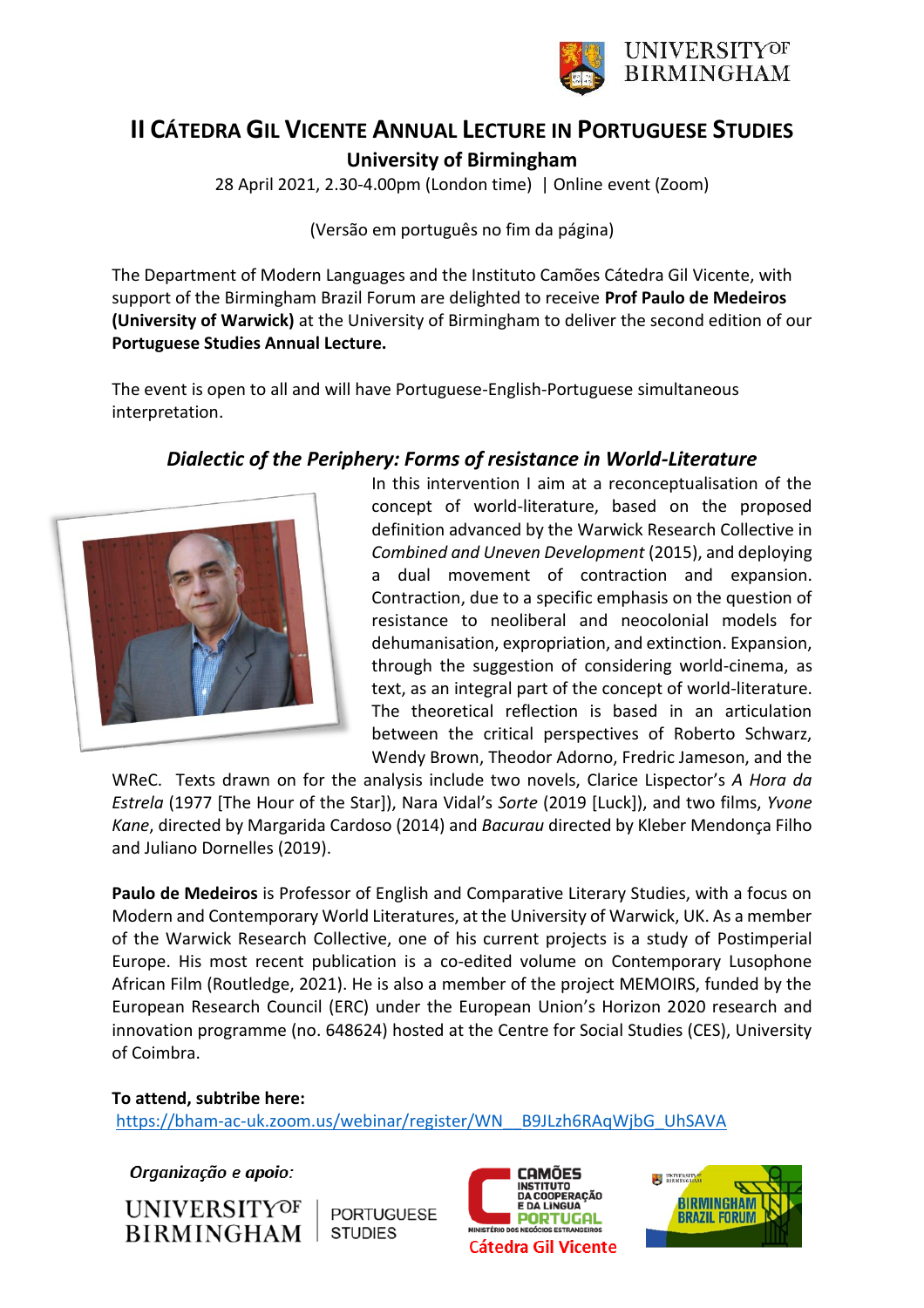# II Cátedra Gil Vicente Annual Lecture in Portuguese Studies

## University of Birmingham

28 April 2021, 2.30-4.00pm (London time) | Online event (Zoom)

(Versão em português no fim da página)

The Department of Modern Languages and the Instituto Camões Cátedra Gil Vicente, with support of the Birmingham Brazil Forum are delighted to receive **Prof Paulo de Medeiros (University of Warwick)** at the University of Birmingham to deliver the second edition of our **Portuguese Studies Annual Lecture.**

The event is open to all and will have Portuguese-English-Portuguese simultaneous interpretation.

### *Dialectic of the Periphery: Forms of resistance in World-Literature*

In this intervention I aim at a reconceptualisation of the concept of world-literature, based on the proposed definition advanced by the Warwick Research Collective in *Combined and Uneven Development* (2015), and deploying a dual movement of contraction and expansion. Contraction, due to a specific emphasis on the question of resistance to neoliberal and neocolonial models for dehumanisation, expropriation, and extinction. Expansion, through the suggestion of considering world-cinema, as text, as an integral part of the concept of world-literature. The theoretical reflection is based in an articulation between the critical perspectives of Roberto Schwarz, Wendy Brown, Theodor Adorno, Fredric Jameson, and the WReC. Texts drawn on for the analysis include two novels, Clarice Lispector's *A Hora da Estrela* (1977 [The Hour of the Star]), Nara Vidal's *Sorte* (2019 [Luck]), and two films, *Yvone Kane*, directed by Margarida Cardoso (2014) and *Bacurau* directed by Kleber Mendonça Filho and Juliano Dornelles (2019).

**Paulo de Medeiros** is Professor of English and Comparative Literary Studies, with a focus on Modern and Contemporary World Literatures, at the University of Warwick, UK. As a member of the Warwick Research Collective, one of his current projects is a study of Postimperial Europe. His most recent publication is a co-edited volume on Contemporary Lusophone African Film (Routledge, 2021). He is also a member of the project MEMOIRS, funded by the European Research Council (ERC) under the European Union's Horizon 2020 research and innovation programme (no. 648624) hosted at the Centre for Social Studies (CES), University of Coimbra.

**To attend, subtribe here:**
https://bham-ac-uk.zoom.us/webinar/register/WN__B9JLzh6RAqWjbG_UhSAVA

*Organização e apoio:*

UNIVERSITY OF BIRMINGHAM | PORTUGUESE STUDIES

CAMÕES INSTITUTO DA COOPERAÇÃO E DA LÍNGUA PORTUGAL — MINISTÉRIO DOS NEGÓCIOS ESTRANGEIROS — Cátedra Gil Vicente

BIRMINGHAM BRAZIL FORUM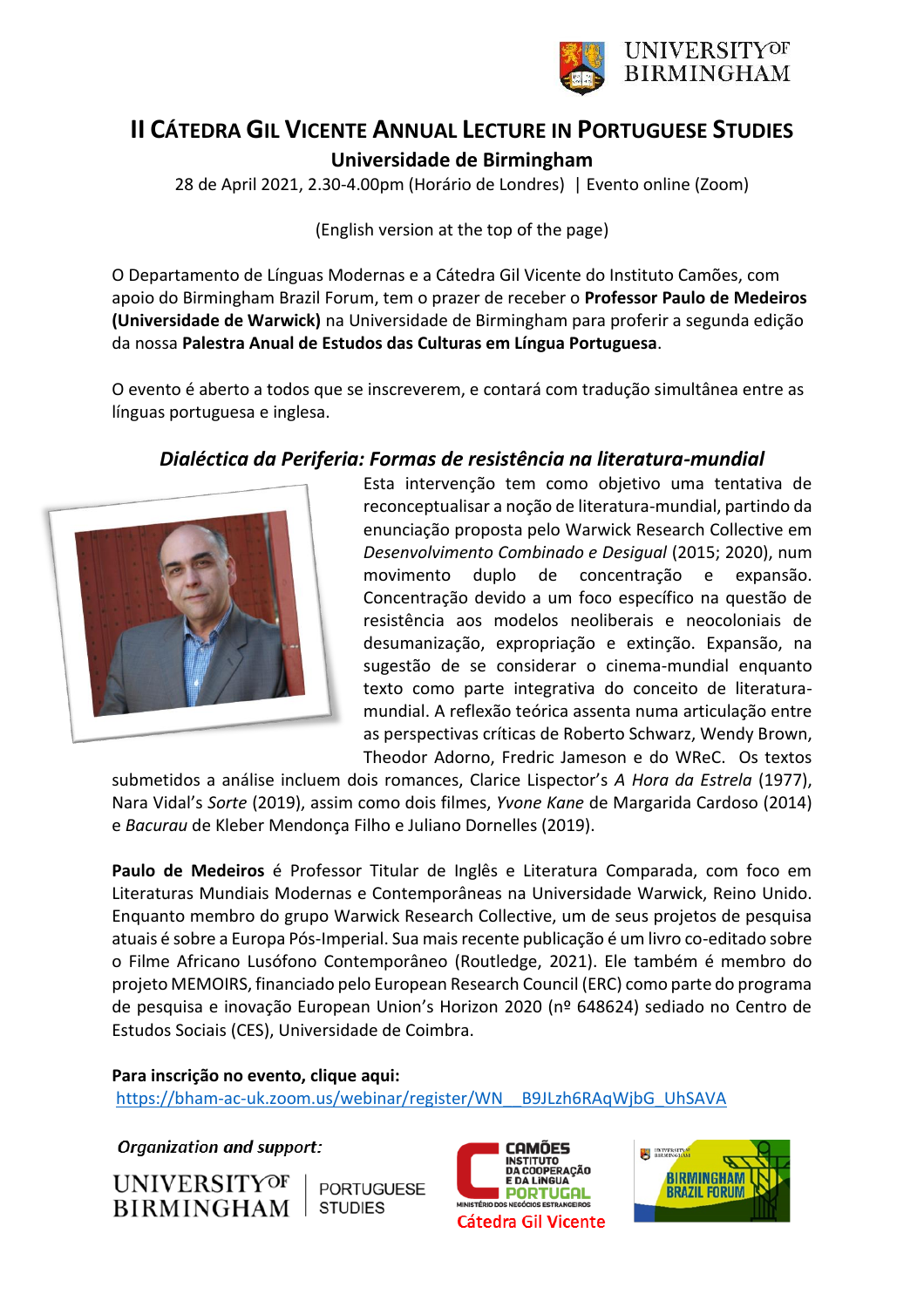# II Cátedra Gil Vicente Annual Lecture in Portuguese Studies

**Universidade de Birmingham**

28 de April 2021, 2.30-4.00pm (Horário de Londres) | Evento online (Zoom)

(English version at the top of the page)

O Departamento de Línguas Modernas e a Cátedra Gil Vicente do Instituto Camões, com apoio do Birmingham Brazil Forum, tem o prazer de receber o **Professor Paulo de Medeiros (Universidade de Warwick)** na Universidade de Birmingham para proferir a segunda edição da nossa **Palestra Anual de Estudos das Culturas em Língua Portuguesa**.

O evento é aberto a todos que se inscreverem, e contará com tradução simultânea entre as línguas portuguesa e inglesa.

## *Dialéctica da Periferia: Formas de resistência na literatura-mundial*

Esta intervenção tem como objetivo uma tentativa de reconceptualisar a noção de literatura-mundial, partindo da enunciação proposta pelo Warwick Research Collective em *Desenvolvimento Combinado e Desigual* (2015; 2020), num movimento duplo de concentração e expansão. Concentração devido a um foco específico na questão de resistência aos modelos neoliberais e neocoloniais de desumanização, expropriação e extinção. Expansão, na sugestão de se considerar o cinema-mundial enquanto texto como parte integrativa do conceito de literatura-mundial. A reflexão teórica assenta numa articulação entre as perspectivas críticas de Roberto Schwarz, Wendy Brown, Theodor Adorno, Fredric Jameson e do WReC. Os textos submetidos a análise incluem dois romances, Clarice Lispector's *A Hora da Estrela* (1977), Nara Vidal's *Sorte* (2019), assim como dois filmes, *Yvone Kane* de Margarida Cardoso (2014) e *Bacurau* de Kleber Mendonça Filho e Juliano Dornelles (2019).

**Paulo de Medeiros** é Professor Titular de Inglês e Literatura Comparada, com foco em Literaturas Mundiais Modernas e Contemporâneas na Universidade Warwick, Reino Unido. Enquanto membro do grupo Warwick Research Collective, um de seus projetos de pesquisa atuais é sobre a Europa Pós-Imperial. Sua mais recente publicação é um livro co-editado sobre o Filme Africano Lusófono Contemporâneo (Routledge, 2021). Ele também é membro do projeto MEMOIRS, financiado pelo European Research Council (ERC) como parte do programa de pesquisa e inovação European Union's Horizon 2020 (nº 648624) sediado no Centro de Estudos Sociais (CES), Universidade de Coimbra.

**Para inscrição no evento, clique aqui:**
https://bham-ac-uk.zoom.us/webinar/register/WN__B9JLzh6RAqWjbG_UhSAVA

***Organization and support:***

University of Birmingham | Portuguese Studies

Camões Instituto da Cooperação e da Língua Portugal — Ministério dos Negócios Estrangeiros — Cátedra Gil Vicente

Birmingham Brazil Forum